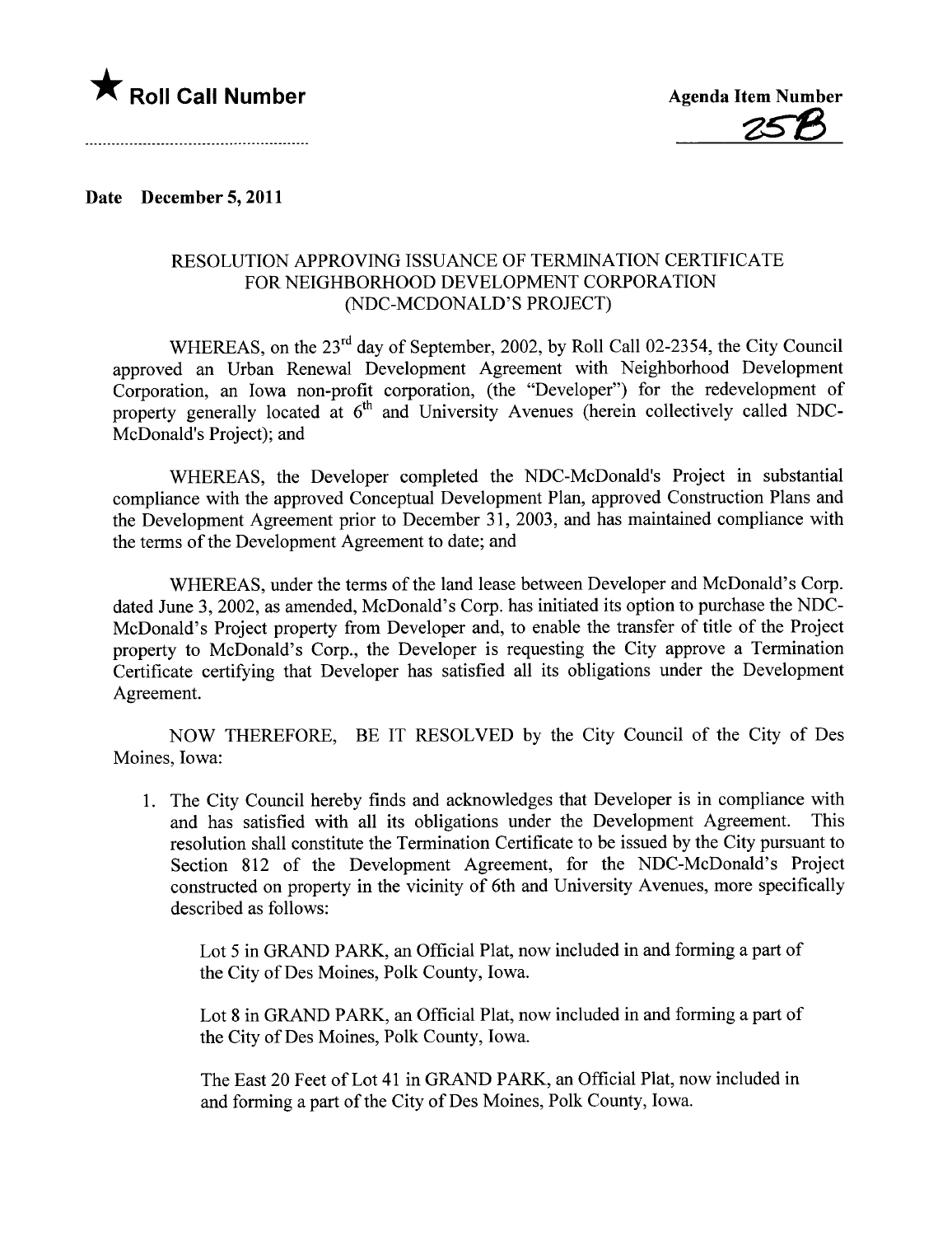★ **Roll Call Number**

..........................................................

**Agenda Item Number**

**25B**

**Date December 5, 2011**

RESOLUTION APPROVING ISSUANCE OF TERMINATION CERTIFICATE FOR NEIGHBORHOOD DEVELOPMENT CORPORATION (NDC-MCDONALD'S PROJECT)

WHEREAS, on the 23rd day of September, 2002, by Roll Call 02-2354, the City Council approved an Urban Renewal Development Agreement with Neighborhood Development Corporation, an Iowa non-profit corporation, (the "Developer") for the redevelopment of property generally located at 6th and University Avenues (herein collectively called NDC-McDonald's Project); and

WHEREAS, the Developer completed the NDC-McDonald's Project in substantial compliance with the approved Conceptual Development Plan, approved Construction Plans and the Development Agreement prior to December 31, 2003, and has maintained compliance with the terms of the Development Agreement to date; and

WHEREAS, under the terms of the land lease between Developer and McDonald's Corp. dated June 3, 2002, as amended, McDonald's Corp. has initiated its option to purchase the NDC-McDonald's Project property from Developer and, to enable the transfer of title of the Project property to McDonald's Corp., the Developer is requesting the City approve a Termination Certificate certifying that Developer has satisfied all its obligations under the Development Agreement.

NOW THEREFORE, BE IT RESOLVED by the City Council of the City of Des Moines, Iowa:

1. The City Council hereby finds and acknowledges that Developer is in compliance with and has satisfied with all its obligations under the Development Agreement. This resolution shall constitute the Termination Certificate to be issued by the City pursuant to Section 812 of the Development Agreement, for the NDC-McDonald's Project constructed on property in the vicinity of 6th and University Avenues, more specifically described as follows:

   Lot 5 in GRAND PARK, an Official Plat, now included in and forming a part of the City of Des Moines, Polk County, Iowa.

   Lot 8 in GRAND PARK, an Official Plat, now included in and forming a part of the City of Des Moines, Polk County, Iowa.

   The East 20 Feet of Lot 41 in GRAND PARK, an Official Plat, now included in and forming a part of the City of Des Moines, Polk County, Iowa.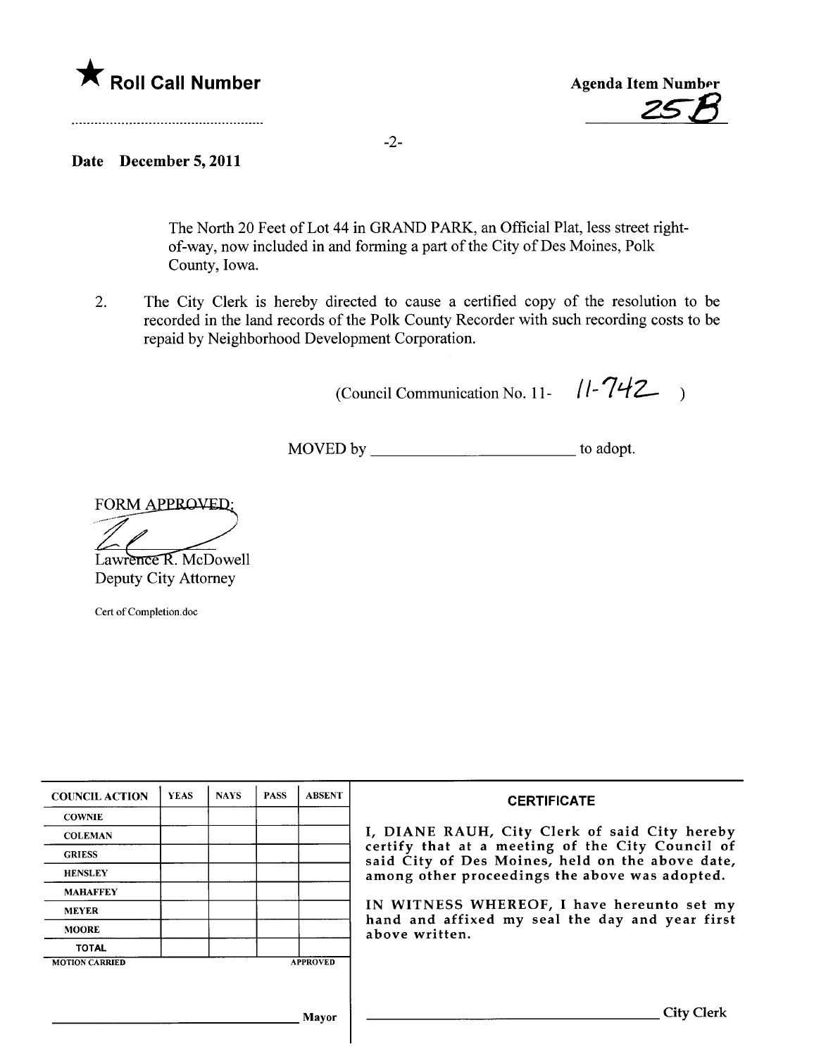★ **Roll Call Number**

..........................................................

**Agenda Item Number**

25B

**Date December 5, 2011**

The North 20 Feet of Lot 44 in GRAND PARK, an Official Plat, less street right-of-way, now included in and forming a part of the City of Des Moines, Polk County, Iowa.

2. The City Clerk is hereby directed to cause a certified copy of the resolution to be recorded in the land records of the Polk County Recorder with such recording costs to be repaid by Neighborhood Development Corporation.

(Council Communication No. 11- 11-742 )

MOVED by ________________________ to adopt.

FORM APPROVED:

Lawrence R. McDowell
Deputy City Attorney

Cert of Completion.doc

| COUNCIL ACTION | YEAS | NAYS | PASS | ABSENT |
|---|---|---|---|---|
| COWNIE | | | | |
| COLEMAN | | | | |
| GRIESS | | | | |
| HENSLEY | | | | |
| MAHAFFEY | | | | |
| MEYER | | | | |
| MOORE | | | | |
| TOTAL | | | | |

MOTION CARRIED APPROVED

________________________________ Mayor

**CERTIFICATE**

I, DIANE RAUH, City Clerk of said City hereby certify that at a meeting of the City Council of said City of Des Moines, held on the above date, among other proceedings the above was adopted.

IN WITNESS WHEREOF, I have hereunto set my hand and affixed my seal the day and year first above written.

________________________________ City Clerk